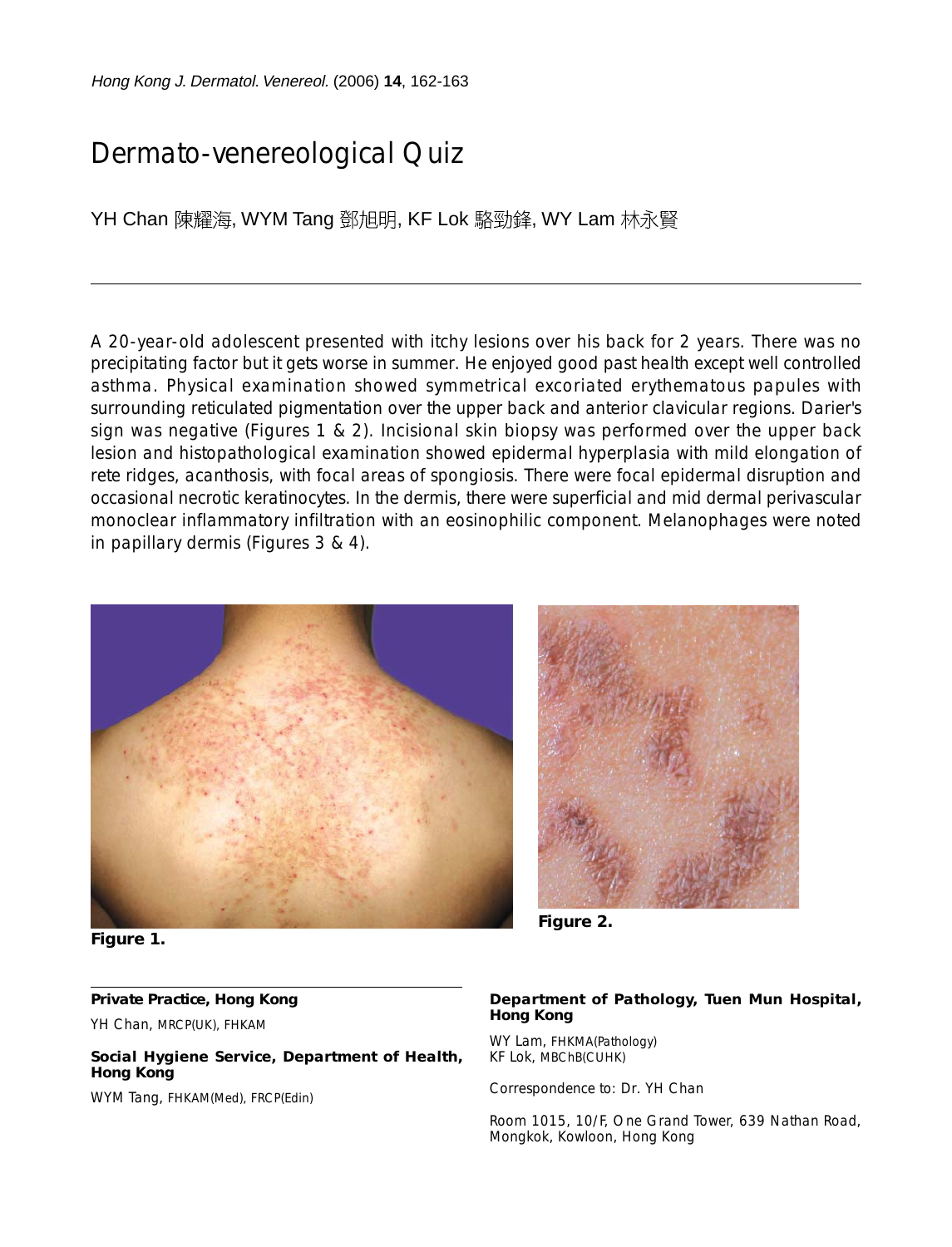# Dermato-venereological Quiz

YH Chan 陳耀海, WYM Tang 鄧旭明, KF Lok 駱勁鋒, WY Lam 林永賢

A 20-year-old adolescent presented with itchy lesions over his back for 2 years. There was no precipitating factor but it gets worse in summer. He enjoyed good past health except well controlled asthma. Physical examination showed symmetrical excoriated erythematous papules with surrounding reticulated pigmentation over the upper back and anterior clavicular regions. Darier's sign was negative (Figures 1 & 2). Incisional skin biopsy was performed over the upper back lesion and histopathological examination showed epidermal hyperplasia with mild elongation of rete ridges, acanthosis, with focal areas of spongiosis. There were focal epidermal disruption and occasional necrotic keratinocytes. In the dermis, there were superficial and mid dermal perivascular monoclear inflammatory infiltration with an eosinophilic component. Melanophages were noted in papillary dermis (Figures 3 & 4).

**Figure 1.**

**Figure 2.**

**Private Practice, Hong Kong**

YH Chan, MRCP(UK), FHKAM

**Social Hygiene Service, Department of Health, Hong Kong**

WYM Tang, FHKAM(Med), FRCP(Edin)

**Department of Pathology, Tuen Mun Hospital, Hong Kong**

WY Lam, FHKMA(Pathology)
KF Lok, MBChB(CUHK)

Correspondence to: Dr. YH Chan

Room 1015, 10/F, One Grand Tower, 639 Nathan Road, Mongkok, Kowloon, Hong Kong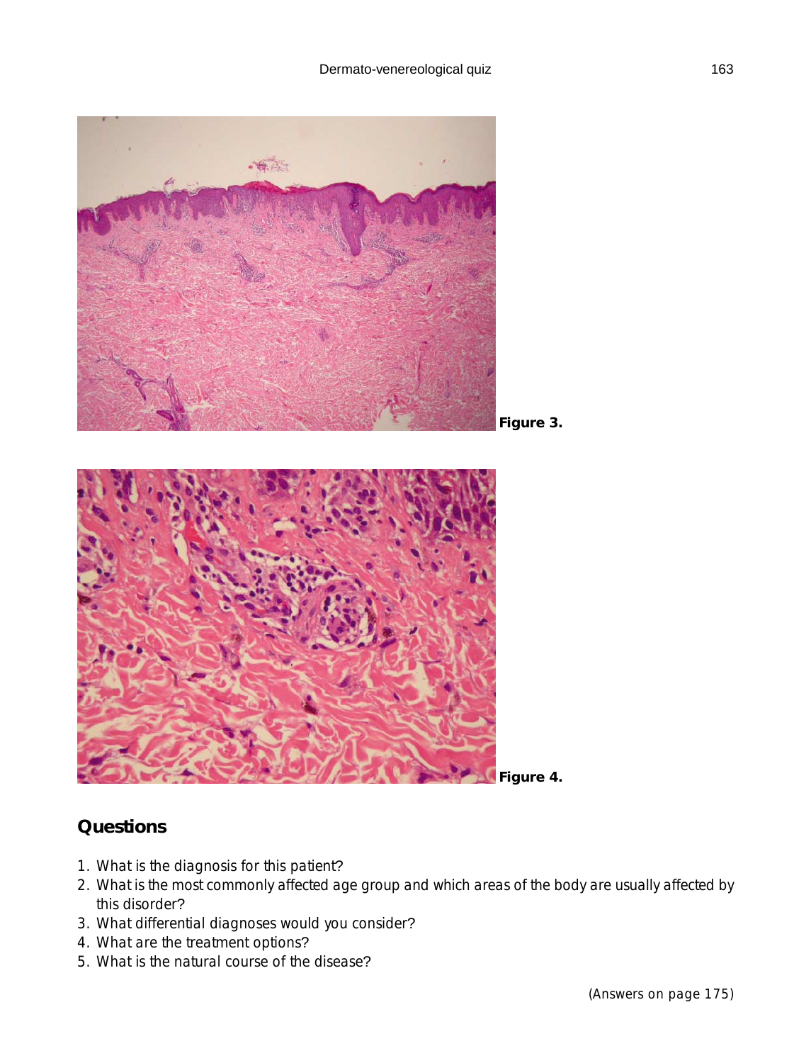Figure 3.

Figure 4.

## Questions

1. What is the diagnosis for this patient?
2. What is the most commonly affected age group and which areas of the body are usually affected by this disorder?
3. What differential diagnoses would you consider?
4. What are the treatment options?
5. What is the natural course of the disease?

(Answers on page 175)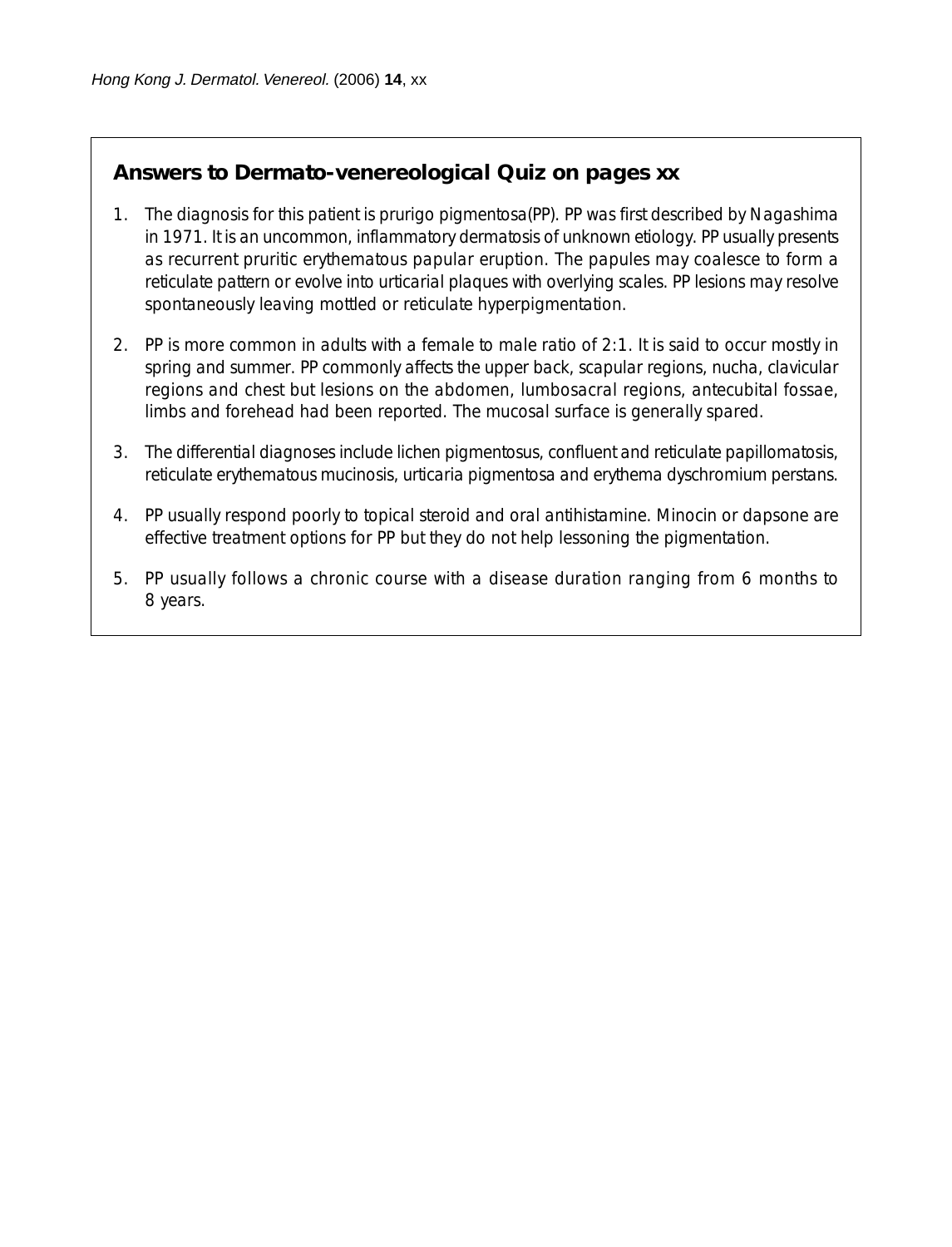## Answers to Dermato-venereological Quiz on pages xx

1. The diagnosis for this patient is prurigo pigmentosa(PP). PP was first described by Nagashima in 1971. It is an uncommon, inflammatory dermatosis of unknown etiology. PP usually presents as recurrent pruritic erythematous papular eruption. The papules may coalesce to form a reticulate pattern or evolve into urticarial plaques with overlying scales. PP lesions may resolve spontaneously leaving mottled or reticulate hyperpigmentation.

2. PP is more common in adults with a female to male ratio of 2:1. It is said to occur mostly in spring and summer. PP commonly affects the upper back, scapular regions, nucha, clavicular regions and chest but lesions on the abdomen, lumbosacral regions, antecubital fossae, limbs and forehead had been reported. The mucosal surface is generally spared.

3. The differential diagnoses include lichen pigmentosus, confluent and reticulate papillomatosis, reticulate erythematous mucinosis, urticaria pigmentosa and erythema dyschromium perstans.

4. PP usually respond poorly to topical steroid and oral antihistamine. Minocin or dapsone are effective treatment options for PP but they do not help lessoning the pigmentation.

5. PP usually follows a chronic course with a disease duration ranging from 6 months to 8 years.